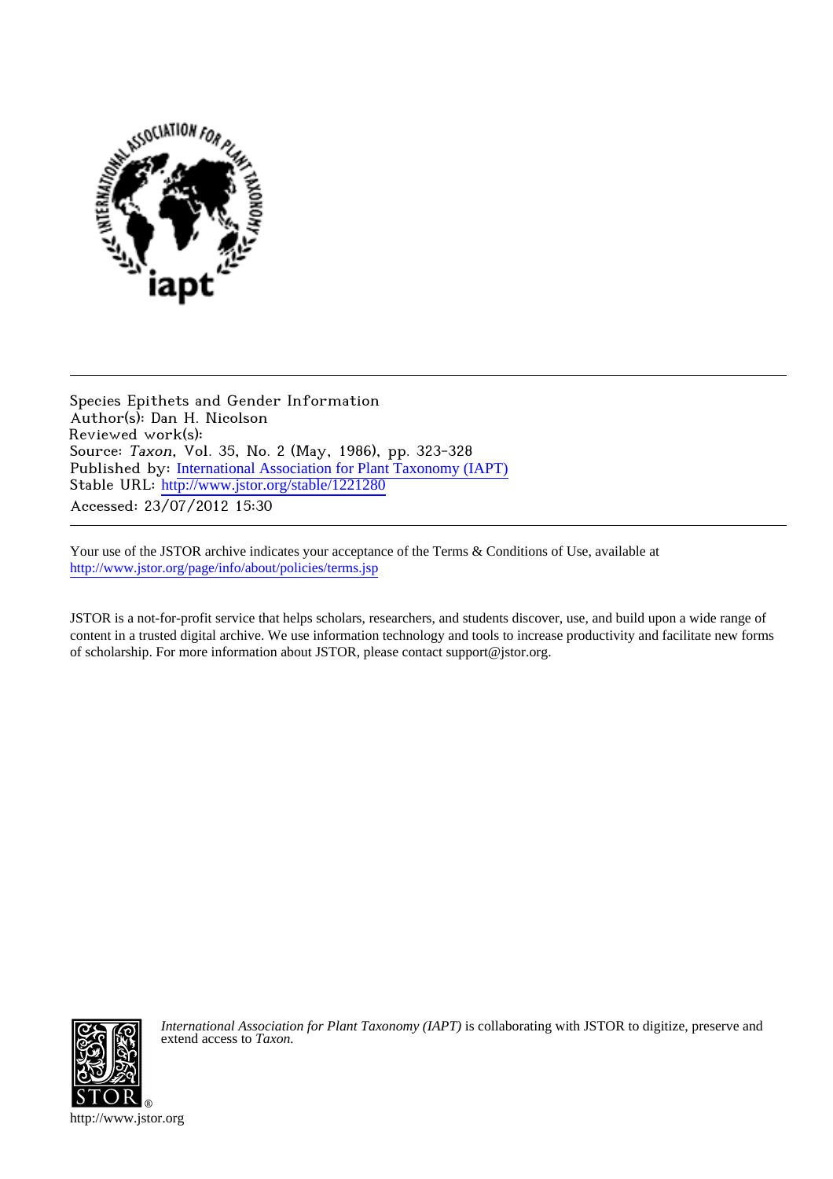Species Epithets and Gender Information
Author(s): Dan H. Nicolson
Reviewed work(s):
Source: *Taxon*, Vol. 35, No. 2 (May, 1986), pp. 323-328
Published by: International Association for Plant Taxonomy (IAPT)
Stable URL: http://www.jstor.org/stable/1221280
Accessed: 23/07/2012 15:30

Your use of the JSTOR archive indicates your acceptance of the Terms & Conditions of Use, available at http://www.jstor.org/page/info/about/policies/terms.jsp

JSTOR is a not-for-profit service that helps scholars, researchers, and students discover, use, and build upon a wide range of content in a trusted digital archive. We use information technology and tools to increase productivity and facilitate new forms of scholarship. For more information about JSTOR, please contact support@jstor.org.

*International Association for Plant Taxonomy (IAPT)* is collaborating with JSTOR to digitize, preserve and extend access to *Taxon.*

http://www.jstor.org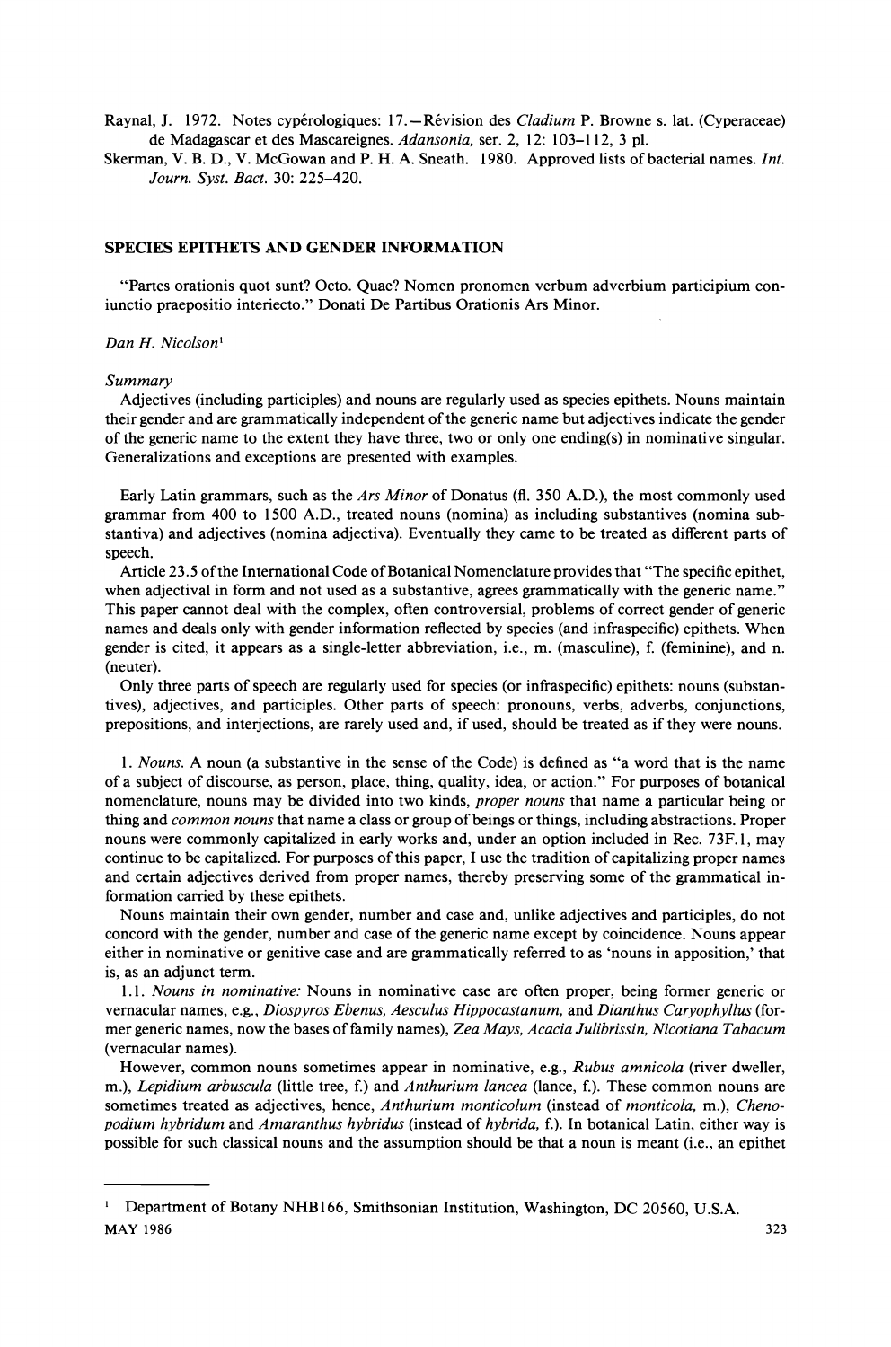Raynal, J. 1972. Notes cypérologiques: 17.—Révision des *Cladium* P. Browne s. lat. (Cyperaceae) de Madagascar et des Mascareignes. *Adansonia,* ser. 2, 12: 103–112, 3 pl.

Skerman, V. B. D., V. McGowan and P. H. A. Sneath. 1980. Approved lists of bacterial names. *Int. Journ. Syst. Bact.* 30: 225–420.

## SPECIES EPITHETS AND GENDER INFORMATION

"Partes orationis quot sunt? Octo. Quae? Nomen pronomen verbum adverbium participium coniunctio praepositio interiecto." Donati De Partibus Orationis Ars Minor.

*Dan H. Nicolson*[1]

*Summary*

Adjectives (including participles) and nouns are regularly used as species epithets. Nouns maintain their gender and are grammatically independent of the generic name but adjectives indicate the gender of the generic name to the extent they have three, two or only one ending(s) in nominative singular. Generalizations and exceptions are presented with examples.

Early Latin grammars, such as the *Ars Minor* of Donatus (fl. 350 A.D.), the most commonly used grammar from 400 to 1500 A.D., treated nouns (nomina) as including substantives (nomina substantiva) and adjectives (nomina adjectiva). Eventually they came to be treated as different parts of speech.

Article 23.5 of the International Code of Botanical Nomenclature provides that "The specific epithet, when adjectival in form and not used as a substantive, agrees grammatically with the generic name." This paper cannot deal with the complex, often controversial, problems of correct gender of generic names and deals only with gender information reflected by species (and infraspecific) epithets. When gender is cited, it appears as a single-letter abbreviation, i.e., m. (masculine), f. (feminine), and n. (neuter).

Only three parts of speech are regularly used for species (or infraspecific) epithets: nouns (substantives), adjectives, and participles. Other parts of speech: pronouns, verbs, adverbs, conjunctions, prepositions, and interjections, are rarely used and, if used, should be treated as if they were nouns.

1. *Nouns.* A noun (a substantive in the sense of the Code) is defined as "a word that is the name of a subject of discourse, as person, place, thing, quality, idea, or action." For purposes of botanical nomenclature, nouns may be divided into two kinds, *proper nouns* that name a particular being or thing and *common nouns* that name a class or group of beings or things, including abstractions. Proper nouns were commonly capitalized in early works and, under an option included in Rec. 73F.1, may continue to be capitalized. For purposes of this paper, I use the tradition of capitalizing proper names and certain adjectives derived from proper names, thereby preserving some of the grammatical information carried by these epithets.

Nouns maintain their own gender, number and case and, unlike adjectives and participles, do not concord with the gender, number and case of the generic name except by coincidence. Nouns appear either in nominative or genitive case and are grammatically referred to as 'nouns in apposition,' that is, as an adjunct term.

1.1. *Nouns in nominative:* Nouns in nominative case are often proper, being former generic or vernacular names, e.g., *Diospyros Ebenus, Aesculus Hippocastanum,* and *Dianthus Caryophyllus* (former generic names, now the bases of family names), *Zea Mays, Acacia Julibrissin, Nicotiana Tabacum* (vernacular names).

However, common nouns sometimes appear in nominative, e.g., *Rubus amnicola* (river dweller, m.), *Lepidium arbuscula* (little tree, f.) and *Anthurium lancea* (lance, f.). These common nouns are sometimes treated as adjectives, hence, *Anthurium monticolum* (instead of *monticola,* m.), *Chenopodium hybridum* and *Amaranthus hybridus* (instead of *hybrida,* f.). In botanical Latin, either way is possible for such classical nouns and the assumption should be that a noun is meant (i.e., an epithet

[1] Department of Botany NHB166, Smithsonian Institution, Washington, DC 20560, U.S.A.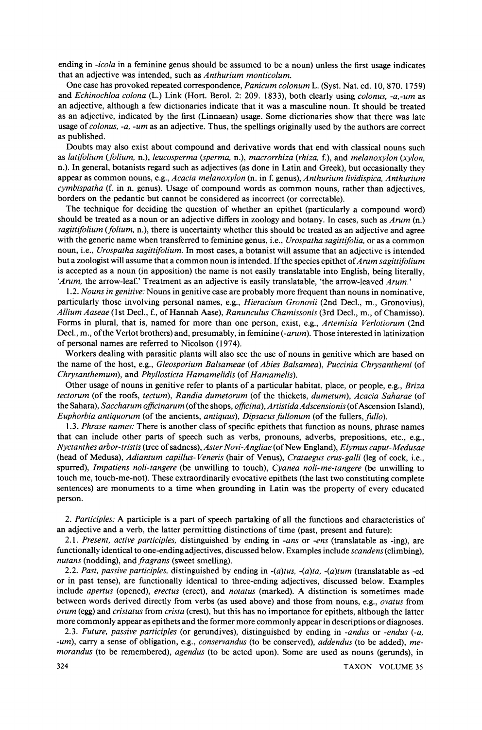ending in *-icola* in a feminine genus should be assumed to be a noun) unless the first usage indicates that an adjective was intended, such as *Anthurium monticolum.*

One case has provoked repeated correspondence, *Panicum colonum* L. (Syst. Nat. ed. 10, 870. 1759) and *Echinochloa colona* (L.) Link (Hort. Berol. 2: 209. 1833), both clearly using *colonus, -a,-um* as an adjective, although a few dictionaries indicate that it was a masculine noun. It should be treated as an adjective, indicated by the first (Linnaean) usage. Some dictionaries show that there was late usage of *colonus, -a, -um* as an adjective. Thus, the spellings originally used by the authors are correct as published.

Doubts may also exist about compound and derivative words that end with classical nouns such as *latifolium* (*folium,* n.), *leucosperma* (*sperma,* n.), *macrorrhiza* (*rhiza,* f.), and *melanoxylon* (*xylon,* n.). In general, botanists regard such as adjectives (as done in Latin and Greek), but occasionally they appear as common nouns, e.g., *Acacia melanoxylon* (n. in f. genus), *Anthurium lividispica, Anthurium cymbispatha* (f. in n. genus). Usage of compound words as common nouns, rather than adjectives, borders on the pedantic but cannot be considered as incorrect (or correctable).

The technique for deciding the question of whether an epithet (particularly a compound word) should be treated as a noun or an adjective differs in zoology and botany. In cases, such as *Arum* (n.) *sagittifolium* (*folium,* n.), there is uncertainty whether this should be treated as an adjective and agree with the generic name when transferred to feminine genus, i.e., *Urospatha sagittifolia,* or as a common noun, i.e., *Urospatha sagittifolium.* In most cases, a botanist will assume that an adjective is intended but a zoologist will assume that a common noun is intended. If the species epithet of *Arum sagittifolium* is accepted as a noun (in apposition) the name is not easily translatable into English, being literally, '*Arum,* the arrow-leaf.' Treatment as an adjective is easily translatable, 'the arrow-leaved *Arum.*'

1.2. *Nouns in genitive:* Nouns in genitive case are probably more frequent than nouns in nominative, particularly those involving personal names, e.g., *Hieracium Gronovii* (2nd Decl., m., Gronovius), *Allium Aaseae* (1st Decl., f., of Hannah Aase), *Ranunculus Chamissonis* (3rd Decl., m., of Chamisso). Forms in plural, that is, named for more than one person, exist, e.g., *Artemisia Verlotiorum* (2nd Decl., m., of the Verlot brothers) and, presumably, in feminine (*-arum*). Those interested in latinization of personal names are referred to Nicolson (1974).

Workers dealing with parasitic plants will also see the use of nouns in genitive which are based on the name of the host, e.g., *Gleosporium Balsameae* (of *Abies Balsamea*), *Puccinia Chrysanthemi* (of *Chrysanthemum*), and *Phyllosticta Hamamelidis* (of *Hamamelis*).

Other usage of nouns in genitive refer to plants of a particular habitat, place, or people, e.g., *Briza tectorum* (of the roofs, *tectum*), *Randia dumetorum* (of the thickets, *dumetum*), *Acacia Saharae* (of the Sahara), *Saccharum officinarum* (of the shops, *officina*), *Artistida Adscensionis* (of Ascension Island), *Euphorbia antiquorum* (of the ancients, *antiquus*), *Dipsacus fullonum* (of the fullers, *fullo*).

1.3. *Phrase names:* There is another class of specific epithets that function as nouns, phrase names that can include other parts of speech such as verbs, pronouns, adverbs, prepositions, etc., e.g., *Nyctanthes arbor-tristis* (tree of sadness), *Aster Novi-Angliae* (of New England), *Elymus caput-Medusae* (head of Medusa), *Adiantum capillus-Veneris* (hair of Venus), *Crataegus crus-galli* (leg of cock, i.e., spurred), *Impatiens noli-tangere* (be unwilling to touch), *Cyanea noli-me-tangere* (be unwilling to touch me, touch-me-not). These extraordinarily evocative epithets (the last two constituting complete sentences) are monuments to a time when grounding in Latin was the property of every educated person.

2. *Participles:* A participle is a part of speech partaking of all the functions and characteristics of an adjective and a verb, the latter permitting distinctions of time (past, present and future):

2.1. *Present, active participles,* distinguished by ending in *-ans* or *-ens* (translatable as -ing), are functionally identical to one-ending adjectives, discussed below. Examples include *scandens* (climbing), *nutans* (nodding), and *fragrans* (sweet smelling).

2.2. *Past, passive participles,* distinguished by ending in *-(a)tus, -(a)ta, -(a)tum* (translatable as -ed or in past tense), are functionally identical to three-ending adjectives, discussed below. Examples include *apertus* (opened), *erectus* (erect), and *notatus* (marked). A distinction is sometimes made between words derived directly from verbs (as used above) and those from nouns, e.g., *ovatus* from *ovum* (egg) and *cristatus* from *crista* (crest), but this has no importance for epithets, although the latter more commonly appear as epithets and the former more commonly appear in descriptions or diagnoses.

2.3. *Future, passive participles* (or gerundives), distinguished by ending in *-andus* or *-endus* (*-a, -um*), carry a sense of obligation, e.g., *conservandus* (to be conserved), *addendus* (to be added), *memorandus* (to be remembered), *agendus* (to be acted upon). Some are used as nouns (gerunds), in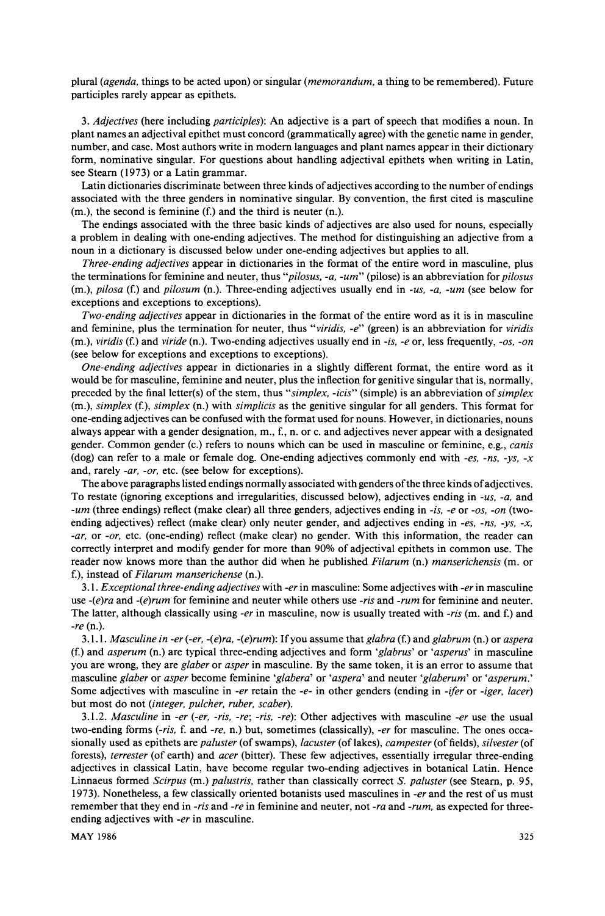plural (*agenda*, things to be acted upon) or singular (*memorandum*, a thing to be remembered). Future participles rarely appear as epithets.

3. *Adjectives* (here including *participles*): An adjective is a part of speech that modifies a noun. In plant names an adjectival epithet must concord (grammatically agree) with the genetic name in gender, number, and case. Most authors write in modern languages and plant names appear in their dictionary form, nominative singular. For questions about handling adjectival epithets when writing in Latin, see Stearn (1973) or a Latin grammar.

Latin dictionaries discriminate between three kinds of adjectives according to the number of endings associated with the three genders in nominative singular. By convention, the first cited is masculine (m.), the second is feminine (f.) and the third is neuter (n.).

The endings associated with the three basic kinds of adjectives are also used for nouns, especially a problem in dealing with one-ending adjectives. The method for distinguishing an adjective from a noun in a dictionary is discussed below under one-ending adjectives but applies to all.

*Three-ending adjectives* appear in dictionaries in the format of the entire word in masculine, plus the terminations for feminine and neuter, thus "*pilosus, -a, -um*" (pilose) is an abbreviation for *pilosus* (m.), *pilosa* (f.) and *pilosum* (n.). Three-ending adjectives usually end in *-us, -a, -um* (see below for exceptions and exceptions to exceptions).

*Two-ending adjectives* appear in dictionaries in the format of the entire word as it is in masculine and feminine, plus the termination for neuter, thus "*viridis, -e*" (green) is an abbreviation for *viridis* (m.), *viridis* (f.) and *viride* (n.). Two-ending adjectives usually end in *-is, -e* or, less frequently, *-os, -on* (see below for exceptions and exceptions to exceptions).

*One-ending adjectives* appear in dictionaries in a slightly different format, the entire word as it would be for masculine, feminine and neuter, plus the inflection for genitive singular that is, normally, preceded by the final letter(s) of the stem, thus "*simplex, -icis*" (simple) is an abbreviation of *simplex* (m.), *simplex* (f.), *simplex* (n.) with *simplicis* as the genitive singular for all genders. This format for one-ending adjectives can be confused with the format used for nouns. However, in dictionaries, nouns always appear with a gender designation, m., f., n. or c. and adjectives never appear with a designated gender. Common gender (c.) refers to nouns which can be used in masculine or feminine, e.g., *canis* (dog) can refer to a male or female dog. One-ending adjectives commonly end with *-es, -ns, -ys, -x* and, rarely *-ar, -or*, etc. (see below for exceptions).

The above paragraphs listed endings normally associated with genders of the three kinds of adjectives. To restate (ignoring exceptions and irregularities, discussed below), adjectives ending in *-us, -a,* and *-um* (three endings) reflect (make clear) all three genders, adjectives ending in *-is, -e* or *-os, -on* (two-ending adjectives) reflect (make clear) only neuter gender, and adjectives ending in *-es, -ns, -ys, -x, -ar,* or *-or,* etc. (one-ending) reflect (make clear) no gender. With this information, the reader can correctly interpret and modify gender for more than 90% of adjectival epithets in common use. The reader now knows more than the author did when he published *Filarum* (n.) *manserichensis* (m. or f.), instead of *Filarum manserichense* (n.).

3.1. *Exceptional three-ending adjectives* with *-er* in masculine: Some adjectives with *-er* in masculine use *-(e)ra* and *-(e)rum* for feminine and neuter while others use *-ris* and *-rum* for feminine and neuter. The latter, although classically using *-er* in masculine, now is usually treated with *-ris* (m. and f.) and *-re* (n.).

3.1.1. *Masculine in -er (-er, -(e)ra, -(e)rum)*: If you assume that *glabra* (f.) and *glabrum* (n.) or *aspera* (f.) and *asperum* (n.) are typical three-ending adjectives and form '*glabrus*' or '*asperus*' in masculine you are wrong, they are *glaber* or *asper* in masculine. By the same token, it is an error to assume that masculine *glaber* or *asper* become feminine '*glabera*' or '*aspera*' and neuter '*glaberum*' or '*asperum*.' Some adjectives with masculine in *-er* retain the *-e-* in other genders (ending in *-ifer* or *-iger, lacer*) but most do not (*integer, pulcher, ruber, scaber*).

3.1.2. *Masculine* in *-er (-er, -ris, -re; -ris, -re)*: Other adjectives with masculine *-er* use the usual two-ending forms (*-ris*, f. and *-re*, n.) but, sometimes (classically), *-er* for masculine. The ones occasionally used as epithets are *paluster* (of swamps), *lacuster* (of lakes), *campester* (of fields), *silvester* (of forests), *terrester* (of earth) and *acer* (bitter). These few adjectives, essentially irregular three-ending adjectives in classical Latin, have become regular two-ending adjectives in botanical Latin. Hence Linnaeus formed *Scirpus* (m.) *palustris*, rather than classically correct *S. paluster* (see Stearn, p. 95, 1973). Nonetheless, a few classically oriented botanists used masculines in *-er* and the rest of us must remember that they end in *-ris* and *-re* in feminine and neuter, not *-ra* and *-rum*, as expected for three-ending adjectives with *-er* in masculine.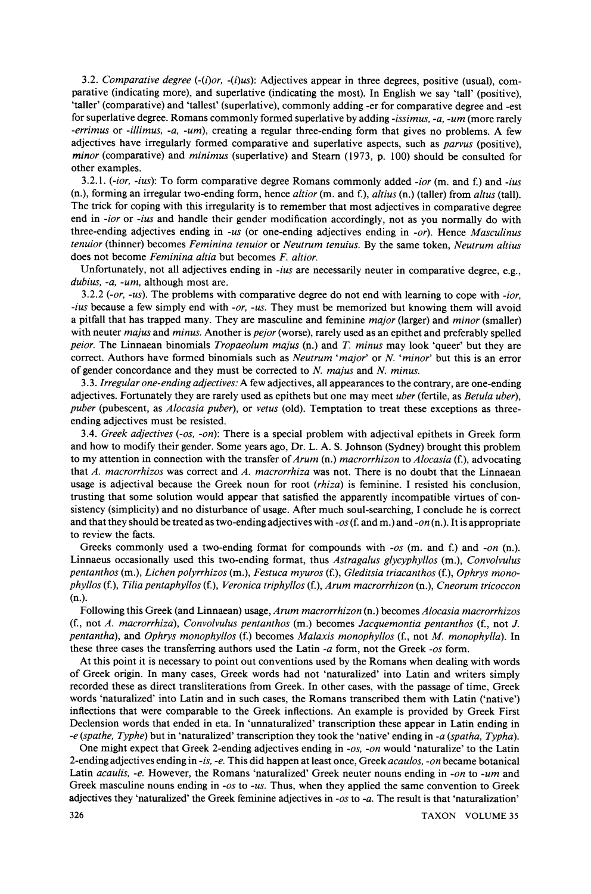3.2. *Comparative degree* (-(*i*)*or*, -(*i*)*us*): Adjectives appear in three degrees, positive (usual), comparative (indicating more), and superlative (indicating the most). In English we say 'tall' (positive), 'taller' (comparative) and 'tallest' (superlative), commonly adding -er for comparative degree and -est for superlative degree. Romans commonly formed superlative by adding *-issimus, -a, -um* (more rarely *-errimus* or *-illimus, -a, -um*), creating a regular three-ending form that gives no problems. A few adjectives have irregularly formed comparative and superlative aspects, such as *parvus* (positive), *minor* (comparative) and *minimus* (superlative) and Stearn (1973, p. 100) should be consulted for other examples.

3.2.1. (*-ior, -ius*): To form comparative degree Romans commonly added *-ior* (m. and f.) and *-ius* (n.), forming an irregular two-ending form, hence *altior* (m. and f.), *altius* (n.) (taller) from *altus* (tall). The trick for coping with this irregularity is to remember that most adjectives in comparative degree end in *-ior* or *-ius* and handle their gender modification accordingly, not as you normally do with three-ending adjectives ending in *-us* (or one-ending adjectives ending in *-or*). Hence *Masculinus tenuior* (thinner) becomes *Feminina tenuior* or *Neutrum tenuius*. By the same token, *Neutrum altius* does not become *Feminina altia* but becomes *F. altior*.

Unfortunately, not all adjectives ending in *-ius* are necessarily neuter in comparative degree, e.g., *dubius, -a, -um*, although most are.

3.2.2 (*-or, -us*). The problems with comparative degree do not end with learning to cope with *-ior, -ius* because a few simply end with *-or, -us*. They must be memorized but knowing them will avoid a pitfall that has trapped many. They are masculine and feminine *major* (larger) and *minor* (smaller) with neuter *majus* and *minus*. Another is *pejor* (worse), rarely used as an epithet and preferably spelled *peior*. The Linnaean binomials *Tropaeolum majus* (n.) and *T. minus* may look 'queer' but they are correct. Authors have formed binomials such as *Neutrum 'major'* or *N. 'minor'* but this is an error of gender concordance and they must be corrected to *N. majus* and *N. minus*.

3.3. *Irregular one-ending adjectives:* A few adjectives, all appearances to the contrary, are one-ending adjectives. Fortunately they are rarely used as epithets but one may meet *uber* (fertile, as *Betula uber*), *puber* (pubescent, as *Alocasia puber*), or *vetus* (old). Temptation to treat these exceptions as three-ending adjectives must be resisted.

3.4. *Greek adjectives* (*-os, -on*): There is a special problem with adjectival epithets in Greek form and how to modify their gender. Some years ago, Dr. L. A. S. Johnson (Sydney) brought this problem to my attention in connection with the transfer of *Arum* (n.) *macrorrhizon* to *Alocasia* (f.), advocating that *A. macrorrhizos* was correct and *A. macrorrhiza* was not. There is no doubt that the Linnaean usage is adjectival because the Greek noun for root (*rhiza*) is feminine. I resisted his conclusion, trusting that some solution would appear that satisfied the apparently incompatible virtues of consistency (simplicity) and no disturbance of usage. After much soul-searching, I conclude he is correct and that they should be treated as two-ending adjectives with *-os* (f. and m.) and *-on* (n.). It is appropriate to review the facts.

Greeks commonly used a two-ending format for compounds with *-os* (m. and f.) and *-on* (n.). Linnaeus occasionally used this two-ending format, thus *Astragalus glycyphyllos* (m.), *Convolvulus pentanthos* (m.), *Lichen polyrrhizos* (m.), *Festuca myuros* (f.), *Gleditsia triacanthos* (f.), *Ophrys monophyllos* (f.), *Tilia pentaphyllos* (f.), *Veronica triphyllos* (f.), *Arum macrorrhizon* (n.), *Cneorum tricoccon* (n.).

Following this Greek (and Linnaean) usage, *Arum macrorrhizon* (n.) becomes *Alocasia macrorrhizos* (f., not *A. macrorrhiza*), *Convolvulus pentanthos* (m.) becomes *Jacquemontia pentanthos* (f., not *J. pentantha*), and *Ophrys monophyllos* (f.) becomes *Malaxis monophyllos* (f., not *M. monophylla*). In these three cases the transferring authors used the Latin *-a* form, not the Greek *-os* form.

At this point it is necessary to point out conventions used by the Romans when dealing with words of Greek origin. In many cases, Greek words had not 'naturalized' into Latin and writers simply recorded these as direct transliterations from Greek. In other cases, with the passage of time, Greek words 'naturalized' into Latin and in such cases, the Romans transcribed them with Latin ('native') inflections that were comparable to the Greek inflections. An example is provided by Greek First Declension words that ended in eta. In 'unnaturalized' transcription these appear in Latin ending in *-e* (*spathe, Typhe*) but in 'naturalized' transcription they took the 'native' ending in *-a* (*spatha, Typha*).

One might expect that Greek 2-ending adjectives ending in *-os, -on* would 'naturalize' to the Latin 2-ending adjectives ending in *-is, -e*. This did happen at least once, Greek *acaulos, -on* became botanical Latin *acaulis, -e*. However, the Romans 'naturalized' Greek neuter nouns ending in *-on* to *-um* and Greek masculine nouns ending in *-os* to *-us*. Thus, when they applied the same convention to Greek adjectives they 'naturalized' the Greek feminine adjectives in *-os* to *-a*. The result is that 'naturalization'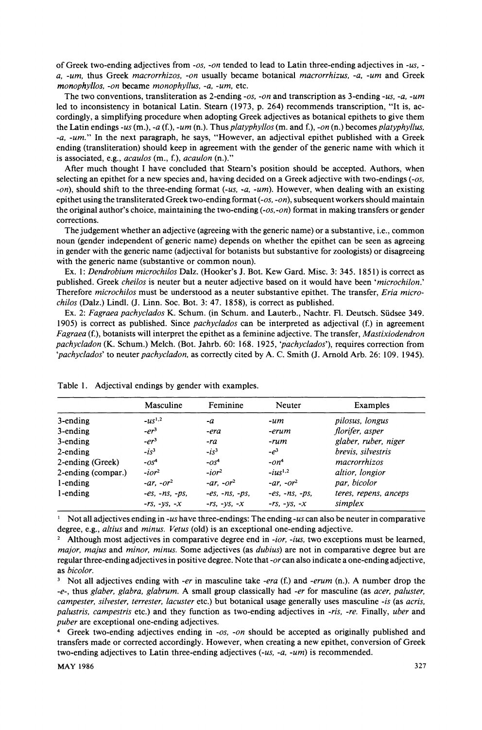of Greek two-ending adjectives from *-os, -on* tended to lead to Latin three-ending adjectives in *-us, -a, -um,* thus Greek *macrorrhizos, -on* usually became botanical *macrorrhizus, -a, -um* and Greek *monophyllos, -on* became *monophyllus, -a, -um,* etc.

The two conventions, transliteration as 2-ending *-os, -on* and transcription as 3-ending *-us, -a, -um* led to inconsistency in botanical Latin. Stearn (1973, p. 264) recommends transcription, "It is, accordingly, a simplifying procedure when adopting Greek adjectives as botanical epithets to give them the Latin endings *-us* (m.), *-a* (f.), *-um* (n.). Thus *platyphyllos* (m. and f.), *-on* (n.) becomes *platyphyllus, -a, -um*." In the next paragraph, he says, "However, an adjectival epithet published with a Greek ending (transliteration) should keep in agreement with the gender of the generic name with which it is associated, e.g., *acaulos* (m., f.), *acaulon* (n.)."

After much thought I have concluded that Stearn's position should be accepted. Authors, when selecting an epithet for a new species and, having decided on a Greek adjective with two-endings (*-os, -on*), should shift to the three-ending format (*-us, -a, -um*). However, when dealing with an existing epithet using the transliterated Greek two-ending format (*-os, -on*), subsequent workers should maintain the original author's choice, maintaining the two-ending (*-os,-on*) format in making transfers or gender corrections.

The judgement whether an adjective (agreeing with the generic name) or a substantive, i.e., common noun (gender independent of generic name) depends on whether the epithet can be seen as agreeing in gender with the generic name (adjectival for botanists but substantive for zoologists) or disagreeing with the generic name (substantive or common noun).

Ex. 1: *Dendrobium microchilos* Dalz. (Hooker's J. Bot. Kew Gard. Misc. 3: 345. 1851) is correct as published. Greek *cheilos* is neuter but a neuter adjective based on it would have been '*microchilon*.' Therefore *microchilos* must be understood as a neuter substantive epithet. The transfer, *Eria microchilos* (Dalz.) Lindl. (J. Linn. Soc. Bot. 3: 47. 1858), is correct as published.

Ex. 2: *Fagraea pachyclados* K. Schum. (in Schum. and Lauterb., Nachtr. Fl. Deutsch. Südsee 349. 1905) is correct as published. Since *pachyclados* can be interpreted as adjectival (f.) in agreement *Fagraea* (f.), botanists will interpret the epithet as a feminine adjective. The transfer, *Mastixiodendron pachycladon* (K. Schum.) Melch. (Bot. Jahrb. 60: 168. 1925, '*pachyclados*'), requires correction from '*pachyclados*' to neuter *pachycladon*, as correctly cited by A. C. Smith (J. Arnold Arb. 26: 109. 1945).

Table 1. Adjectival endings by gender with examples.

| | Masculine | Feminine | Neuter | Examples |
|---|---|---|---|---|
| 3-ending | *-us*[1,2] | *-a* | *-um* | *pilosus, longus* |
| 3-ending | *-er*[3] | *-era* | *-erum* | *florifer, asper* |
| 3-ending | *-er*[3] | *-ra* | *-rum* | *glaber, ruber, niger* |
| 2-ending | *-is*[3] | *-is*[3] | *-e*[3] | *brevis, silvestris* |
| 2-ending (Greek) | *-os*[4] | *-os*[4] | *-on*[4] | *macrorrhizos* |
| 2-ending (compar.) | *-ior*[2] | *-ior*[2] | *-ius*[1,2] | *altior, longior* |
| 1-ending | *-ar, -or*[2] | *-ar, -or*[2] | *-ar, -or*[2] | *par, bicolor* |
| 1-ending | *-es, -ns, -ps, -rs, -ys, -x* | *-es, -ns, -ps, -rs, -ys, -x* | *-es, -ns, -ps, -rs, -ys, -x* | *teres, repens, anceps simplex* |

[1] Not all adjectives ending in *-us* have three-endings: The ending *-us* can also be neuter in comparative degree, e.g., *altius* and *minus*. *Vetus* (old) is an exceptional one-ending adjective.

[2] Although most adjectives in comparative degree end in *-ior, -ius*, two exceptions must be learned, *major, majus* and *minor, minus*. Some adjectives (as *dubius*) are not in comparative degree but are regular three-ending adjectives in positive degree. Note that *-or* can also indicate a one-ending adjective, as *bicolor*.

[3] Not all adjectives ending with *-er* in masculine take *-era* (f.) and *-erum* (n.). A number drop the *-e-*, thus *glaber, glabra, glabrum*. A small group classically had *-er* for masculine (as *acer, paluster, campester, silvester, terrester, lacuster* etc.) but botanical usage generally uses masculine *-is* (as *acris, palustris, campestris* etc.) and they function as two-ending adjectives in *-ris, -re*. Finally, *uber* and *puber* are exceptional one-ending adjectives.

[4] Greek two-ending adjectives ending in *-os, -on* should be accepted as originally published and transfers made or corrected accordingly. However, when creating a new epithet, conversion of Greek two-ending adjectives to Latin three-ending adjectives (*-us, -a, -um*) is recommended.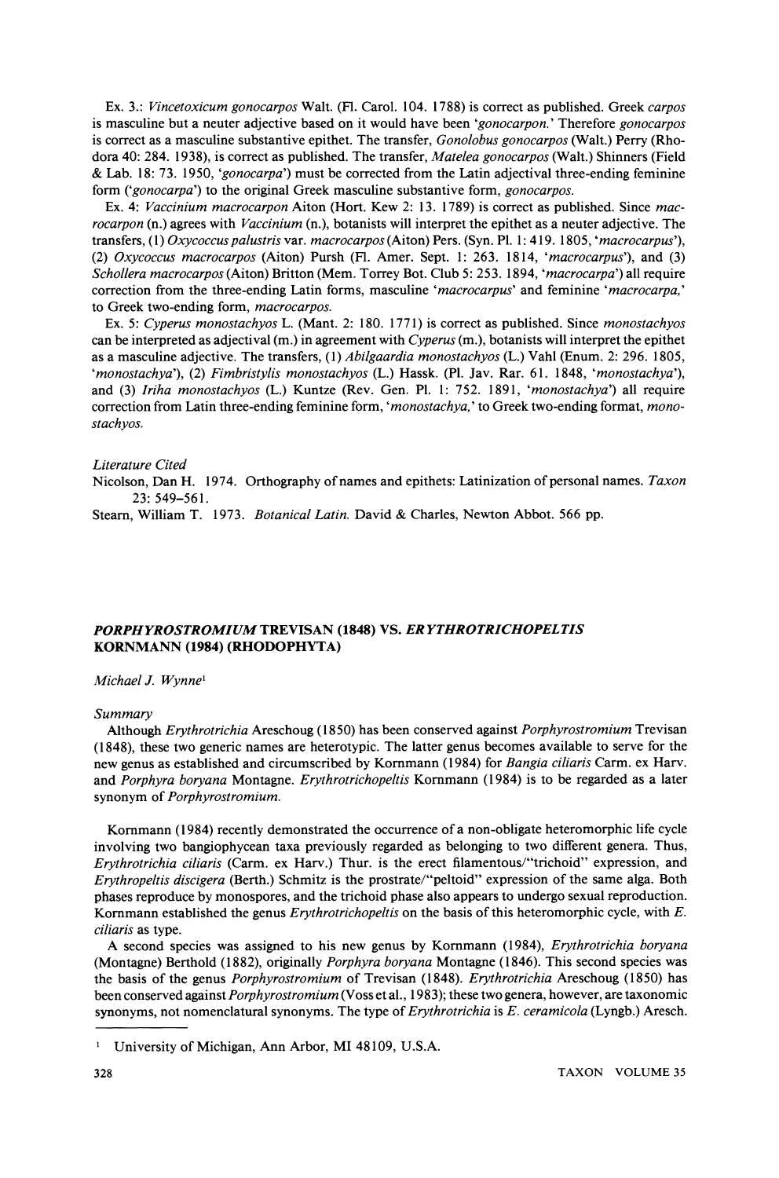Ex. 3.: *Vincetoxicum gonocarpos* Walt. (Fl. Carol. 104. 1788) is correct as published. Greek *carpos* is masculine but a neuter adjective based on it would have been '*gonocarpon*.' Therefore *gonocarpos* is correct as a masculine substantive epithet. The transfer, *Gonolobus gonocarpos* (Walt.) Perry (Rhodora 40: 284. 1938), is correct as published. The transfer, *Matelea gonocarpos* (Walt.) Shinners (Field & Lab. 18: 73. 1950, '*gonocarpa*') must be corrected from the Latin adjectival three-ending feminine form ('*gonocarpa*') to the original Greek masculine substantive form, *gonocarpos*.

Ex. 4: *Vaccinium macrocarpon* Aiton (Hort. Kew 2: 13. 1789) is correct as published. Since *macrocarpon* (n.) agrees with *Vaccinium* (n.), botanists will interpret the epithet as a neuter adjective. The transfers, (1) *Oxycoccus palustris* var. *macrocarpos* (Aiton) Pers. (Syn. Pl. 1: 419. 1805, '*macrocarpus*'), (2) *Oxycoccus macrocarpos* (Aiton) Pursh (Fl. Amer. Sept. 1: 263. 1814, '*macrocarpus*'), and (3) *Schollera macrocarpos* (Aiton) Britton (Mem. Torrey Bot. Club 5: 253. 1894, '*macrocarpa*') all require correction from the three-ending Latin forms, masculine '*macrocarpus*' and feminine '*macrocarpa*,' to Greek two-ending form, *macrocarpos*.

Ex. 5: *Cyperus monostachyos* L. (Mant. 2: 180. 1771) is correct as published. Since *monostachyos* can be interpreted as adjectival (m.) in agreement with *Cyperus* (m.), botanists will interpret the epithet as a masculine adjective. The transfers, (1) *Abilgaardia monostachyos* (L.) Vahl (Enum. 2: 296. 1805, '*monostachya*'), (2) *Fimbristylis monostachyos* (L.) Hassk. (Pl. Jav. Rar. 61. 1848, '*monostachya*'), and (3) *Iriha monostachyos* (L.) Kuntze (Rev. Gen. Pl. 1: 752. 1891, '*monostachya*') all require correction from Latin three-ending feminine form, '*monostachya*,' to Greek two-ending format, *monostachyos*.

*Literature Cited*

Nicolson, Dan H. 1974. Orthography of names and epithets: Latinization of personal names. *Taxon* 23: 549–561.

Stearn, William T. 1973. *Botanical Latin.* David & Charles, Newton Abbot. 566 pp.

## *PORPHYROSTROMIUM* TREVISAN (1848) VS. *ERYTHROTRICHOPELTIS* KORNMANN (1984) (RHODOPHYTA)

*Michael J. Wynne*[1]

*Summary*

Although *Erythrotrichia* Areschoug (1850) has been conserved against *Porphyrostromium* Trevisan (1848), these two generic names are heterotypic. The latter genus becomes available to serve for the new genus as established and circumscribed by Kornmann (1984) for *Bangia ciliaris* Carm. ex Harv. and *Porphyra boryana* Montagne. *Erythrotrichopeltis* Kornmann (1984) is to be regarded as a later synonym of *Porphyrostromium*.

Kornmann (1984) recently demonstrated the occurrence of a non-obligate heteromorphic life cycle involving two bangiophycean taxa previously regarded as belonging to two different genera. Thus, *Erythrotrichia ciliaris* (Carm. ex Harv.) Thur. is the erect filamentous/"trichoid" expression, and *Erythropeltis discigera* (Berth.) Schmitz is the prostrate/"peltoid" expression of the same alga. Both phases reproduce by monospores, and the trichoid phase also appears to undergo sexual reproduction. Kornmann established the genus *Erythrotrichopeltis* on the basis of this heteromorphic cycle, with *E. ciliaris* as type.

A second species was assigned to his new genus by Kornmann (1984), *Erythrotrichia boryana* (Montagne) Berthold (1882), originally *Porphyra boryana* Montagne (1846). This second species was the basis of the genus *Porphyrostromium* of Trevisan (1848). *Erythrotrichia* Areschoug (1850) has been conserved against *Porphyrostromium* (Voss et al., 1983); these two genera, however, are taxonomic synonyms, not nomenclatural synonyms. The type of *Erythrotrichia* is *E. ceramicola* (Lyngb.) Aresch.

[1] University of Michigan, Ann Arbor, MI 48109, U.S.A.